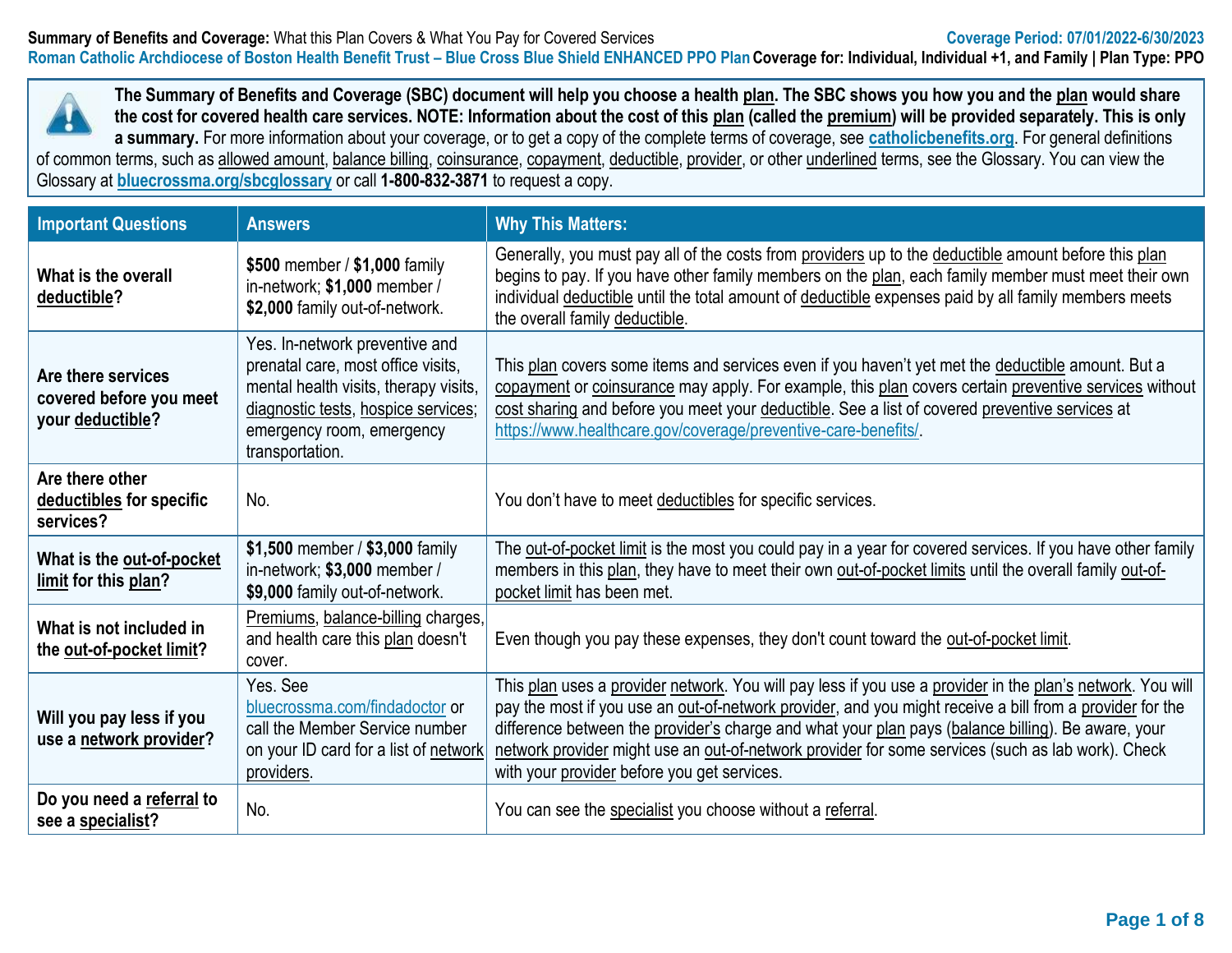**Summary of Benefits and Coverage:** What this Plan Covers & What You Pay for Covered Services

**Coverage Period: 07/01/2022-6/30/2023**

**Roman Catholic Archdiocese of Boston Health Benefit Trust – Blue Cross Blue Shield ENHANCED PPO Plan** **Coverage for: Individual, Individual +1, and Family | Plan Type: PPO**

**The Summary of Benefits and Coverage (SBC) document will help you choose a health plan. The SBC shows you how you and the plan would share the cost for covered health care services. NOTE: Information about the cost of this plan (called the premium) will be provided separately. This is only a summary.** For more information about your coverage, or to get a copy of the complete terms of coverage, see **catholicbenefits.org**. For general definitions of common terms, such as allowed amount, balance billing, coinsurance, copayment, deductible, provider, or other underlined terms, see the Glossary. You can view the Glossary at **bluecrossma.org/sbcglossary** or call **1-800-832-3871** to request a copy.

| Important Questions | Answers | Why This Matters: |
|---|---|---|
| **What is the overall deductible?** | **$500** member / **$1,000** family in-network; **$1,000** member / **$2,000** family out-of-network. | Generally, you must pay all of the costs from providers up to the deductible amount before this plan begins to pay. If you have other family members on the plan, each family member must meet their own individual deductible until the total amount of deductible expenses paid by all family members meets the overall family deductible. |
| **Are there services covered before you meet your deductible?** | Yes. In-network preventive and prenatal care, most office visits, mental health visits, therapy visits, diagnostic tests, hospice services; emergency room, emergency transportation. | This plan covers some items and services even if you haven't yet met the deductible amount. But a copayment or coinsurance may apply. For example, this plan covers certain preventive services without cost sharing and before you meet your deductible. See a list of covered preventive services at https://www.healthcare.gov/coverage/preventive-care-benefits/. |
| **Are there other deductibles for specific services?** | No. | You don't have to meet deductibles for specific services. |
| **What is the out-of-pocket limit for this plan?** | **$1,500** member / **$3,000** family in-network; **$3,000** member / **$9,000** family out-of-network. | The out-of-pocket limit is the most you could pay in a year for covered services. If you have other family members in this plan, they have to meet their own out-of-pocket limits until the overall family out-of-pocket limit has been met. |
| **What is not included in the out-of-pocket limit?** | Premiums, balance-billing charges, and health care this plan doesn't cover. | Even though you pay these expenses, they don't count toward the out-of-pocket limit. |
| **Will you pay less if you use a network provider?** | Yes. See bluecrossma.com/findadoctor or call the Member Service number on your ID card for a list of network providers. | This plan uses a provider network. You will pay less if you use a provider in the plan's network. You will pay the most if you use an out-of-network provider, and you might receive a bill from a provider for the difference between the provider's charge and what your plan pays (balance billing). Be aware, your network provider might use an out-of-network provider for some services (such as lab work). Check with your provider before you get services. |
| **Do you need a referral to see a specialist?** | No. | You can see the specialist you choose without a referral. |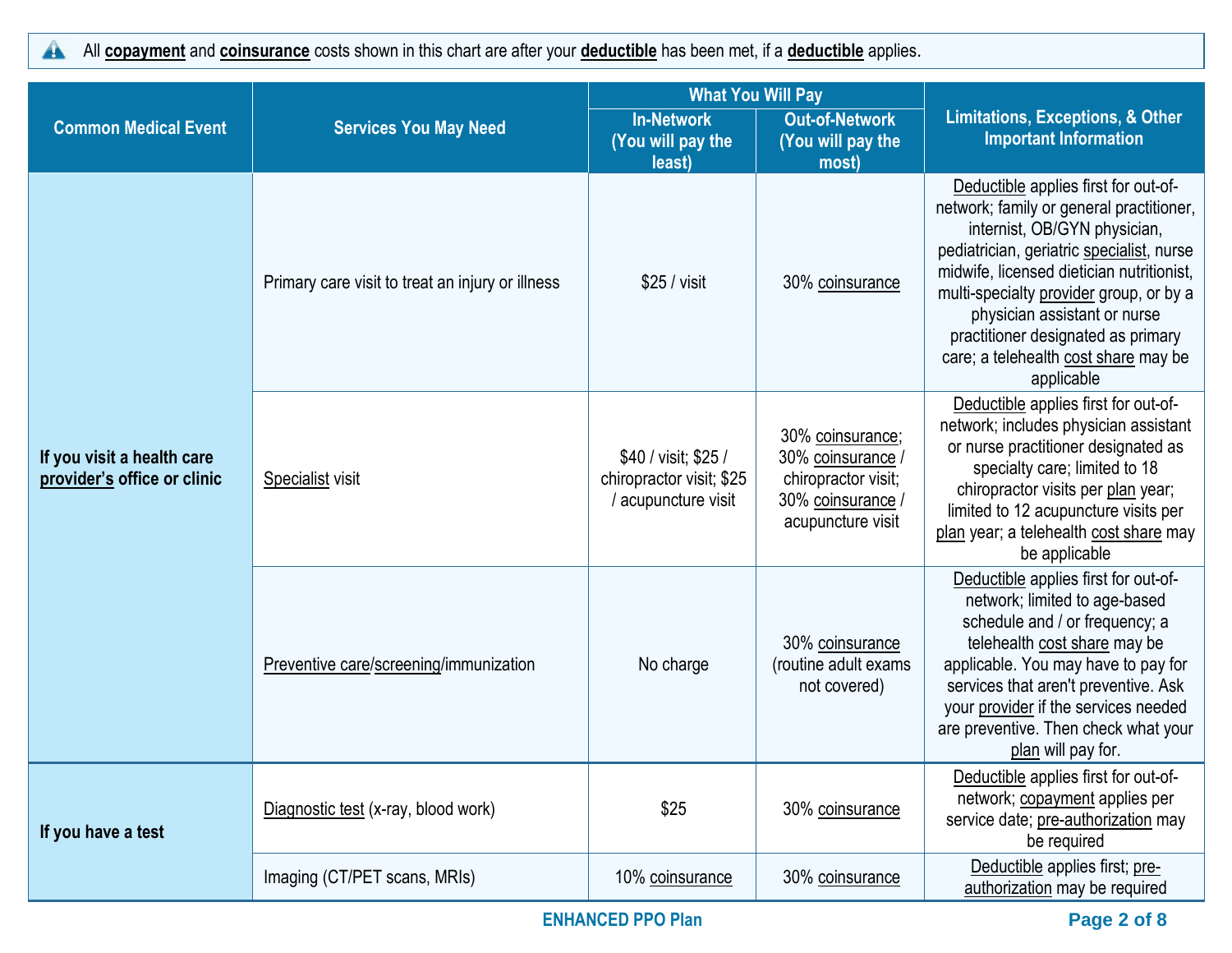All **copayment** and **coinsurance** costs shown in this chart are after your **deductible** has been met, if a **deductible** applies.

| Common Medical Event | Services You May Need | What You Will Pay | | Limitations, Exceptions, & Other Important Information |
|---|---|---|---|---|
| | | In-Network (You will pay the least) | Out-of-Network (You will pay the most) | |
| **If you visit a health care provider's office or clinic** | Primary care visit to treat an injury or illness | $25 / visit | 30% coinsurance | Deductible applies first for out-of-network; family or general practitioner, internist, OB/GYN physician, pediatrician, geriatric specialist, nurse midwife, licensed dietician nutritionist, multi-specialty provider group, or by a physician assistant or nurse practitioner designated as primary care; a telehealth cost share may be applicable |
| | Specialist visit | $40 / visit; $25 / chiropractor visit; $25 / acupuncture visit | 30% coinsurance; 30% coinsurance / chiropractor visit; 30% coinsurance / acupuncture visit | Deductible applies first for out-of-network; includes physician assistant or nurse practitioner designated as specialty care; limited to 18 chiropractor visits per plan year; limited to 12 acupuncture visits per plan year; a telehealth cost share may be applicable |
| | Preventive care/screening/immunization | No charge | 30% coinsurance (routine adult exams not covered) | Deductible applies first for out-of-network; limited to age-based schedule and / or frequency; a telehealth cost share may be applicable. You may have to pay for services that aren't preventive. Ask your provider if the services needed are preventive. Then check what your plan will pay for. |
| **If you have a test** | Diagnostic test (x-ray, blood work) | $25 | 30% coinsurance | Deductible applies first for out-of-network; copayment applies per service date; pre-authorization may be required |
| | Imaging (CT/PET scans, MRIs) | 10% coinsurance | 30% coinsurance | Deductible applies first; pre-authorization may be required |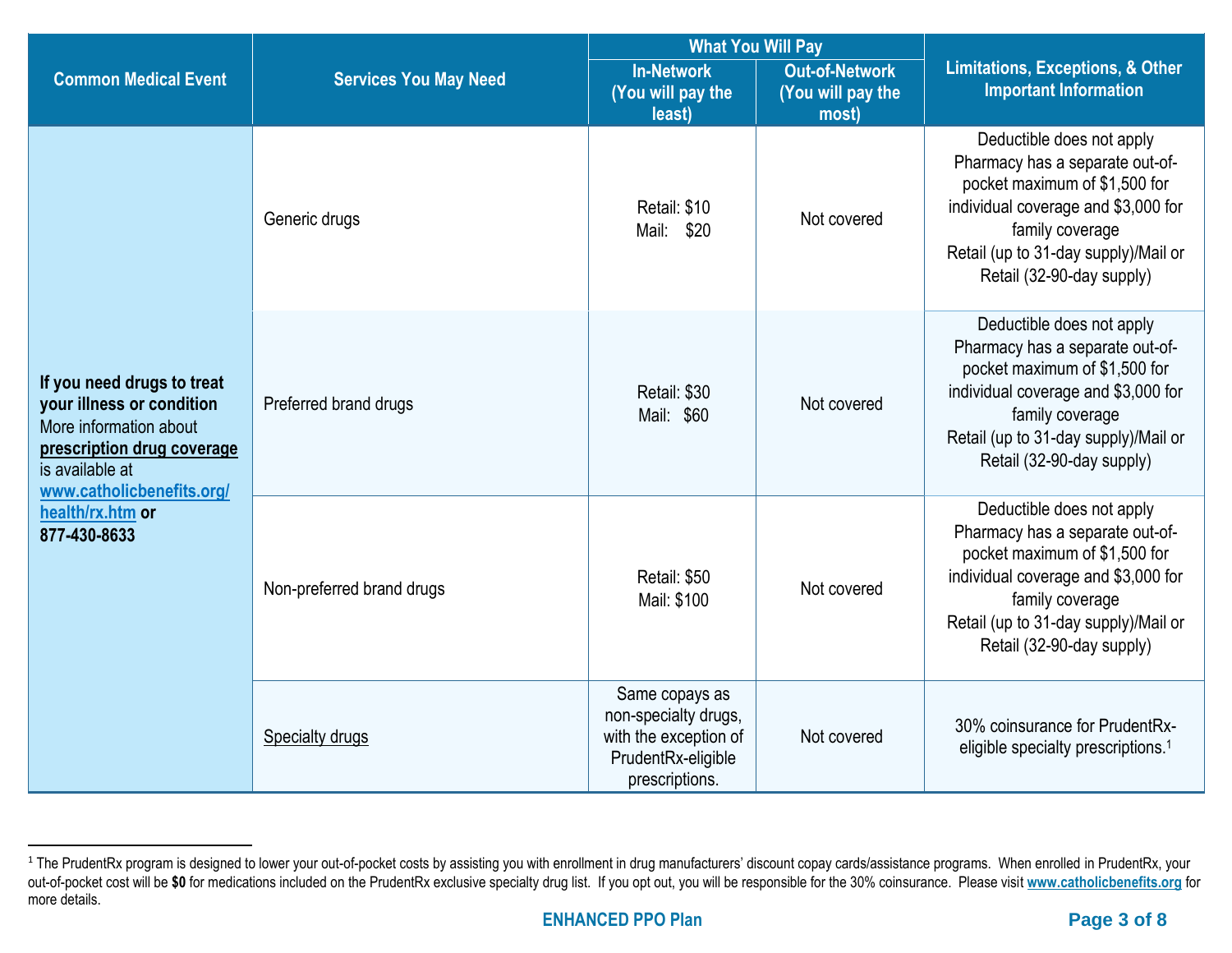| Common Medical Event | Services You May Need | What You Will Pay | | Limitations, Exceptions, & Other Important Information |
|---|---|---|---|---|
| | | In-Network (You will pay the least) | Out-of-Network (You will pay the most) | |
| **If you need drugs to treat your illness or condition** More information about **prescription drug coverage** is available at **www.catholicbenefits.org/health/rx.htm** or **877-430-8633** | Generic drugs | Retail: $10 Mail: $20 | Not covered | Deductible does not apply Pharmacy has a separate out-of-pocket maximum of $1,500 for individual coverage and $3,000 for family coverage Retail (up to 31-day supply)/Mail or Retail (32-90-day supply) |
| | Preferred brand drugs | Retail: $30 Mail: $60 | Not covered | Deductible does not apply Pharmacy has a separate out-of-pocket maximum of $1,500 for individual coverage and $3,000 for family coverage Retail (up to 31-day supply)/Mail or Retail (32-90-day supply) |
| | Non-preferred brand drugs | Retail: $50 Mail: $100 | Not covered | Deductible does not apply Pharmacy has a separate out-of-pocket maximum of $1,500 for individual coverage and $3,000 for family coverage Retail (up to 31-day supply)/Mail or Retail (32-90-day supply) |
| | Specialty drugs | Same copays as non-specialty drugs, with the exception of PrudentRx-eligible prescriptions. | Not covered | 30% coinsurance for PrudentRx-eligible specialty prescriptions.[1] |

[1] The PrudentRx program is designed to lower your out-of-pocket costs by assisting you with enrollment in drug manufacturers' discount copay cards/assistance programs. When enrolled in PrudentRx, your out-of-pocket cost will be **$0** for medications included on the PrudentRx exclusive specialty drug list. If you opt out, you will be responsible for the 30% coinsurance. Please visit www.catholicbenefits.org for more details.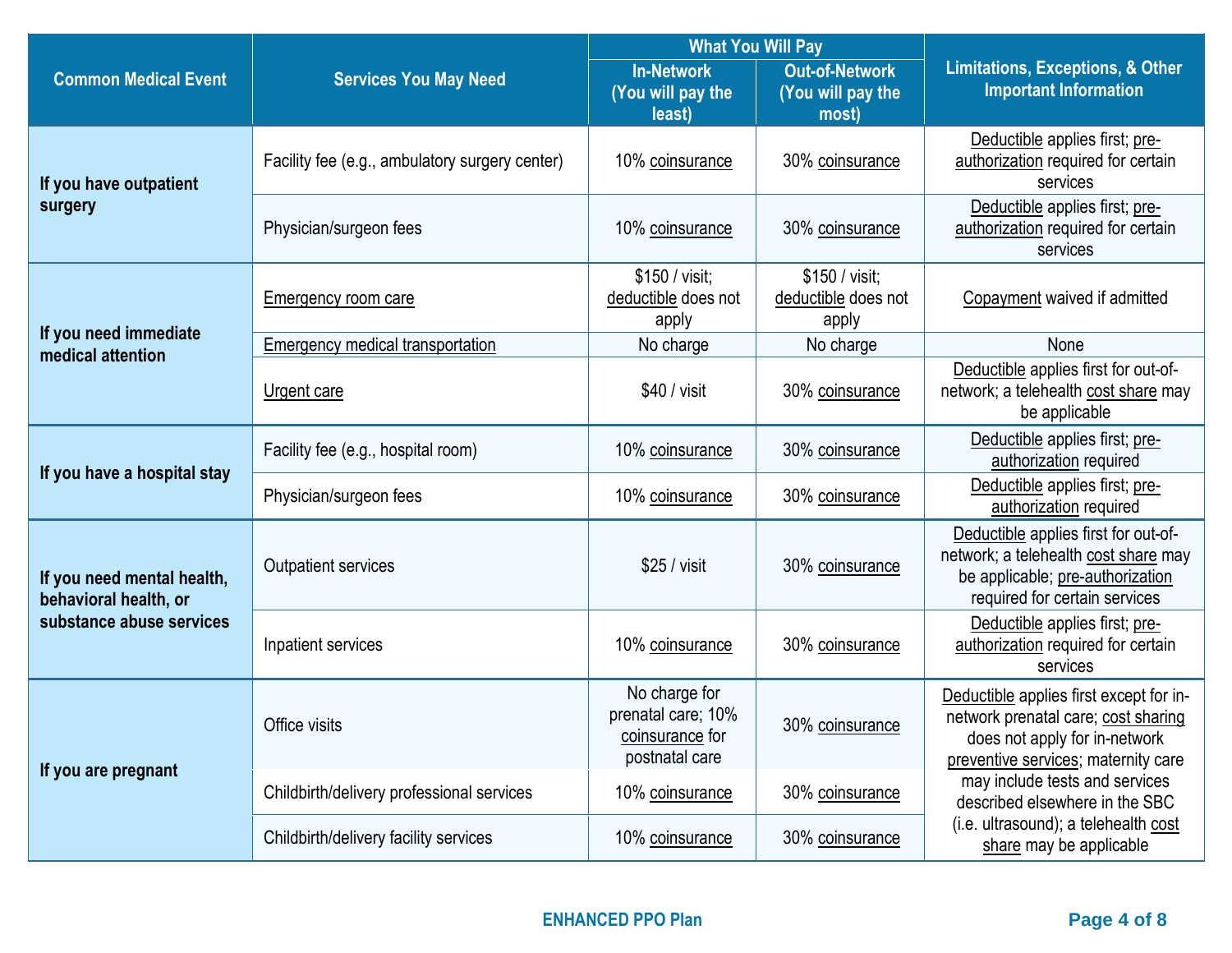| Common Medical Event | Services You May Need | What You Will Pay | | Limitations, Exceptions, & Other Important Information |
|---|---|---|---|---|
| | | In-Network (You will pay the least) | Out-of-Network (You will pay the most) | |
| If you have outpatient surgery | Facility fee (e.g., ambulatory surgery center) | 10% coinsurance | 30% coinsurance | Deductible applies first; pre-authorization required for certain services |
| | Physician/surgeon fees | 10% coinsurance | 30% coinsurance | Deductible applies first; pre-authorization required for certain services |
| If you need immediate medical attention | Emergency room care | $150 / visit; deductible does not apply | $150 / visit; deductible does not apply | Copayment waived if admitted |
| | Emergency medical transportation | No charge | No charge | None |
| | Urgent care | $40 / visit | 30% coinsurance | Deductible applies first for out-of-network; a telehealth cost share may be applicable |
| If you have a hospital stay | Facility fee (e.g., hospital room) | 10% coinsurance | 30% coinsurance | Deductible applies first; pre-authorization required |
| | Physician/surgeon fees | 10% coinsurance | 30% coinsurance | Deductible applies first; pre-authorization required |
| If you need mental health, behavioral health, or substance abuse services | Outpatient services | $25 / visit | 30% coinsurance | Deductible applies first for out-of-network; a telehealth cost share may be applicable; pre-authorization required for certain services |
| | Inpatient services | 10% coinsurance | 30% coinsurance | Deductible applies first; pre-authorization required for certain services |
| If you are pregnant | Office visits | No charge for prenatal care; 10% coinsurance for postnatal care | 30% coinsurance | Deductible applies first except for in-network prenatal care; cost sharing does not apply for in-network preventive services; maternity care may include tests and services described elsewhere in the SBC (i.e. ultrasound); a telehealth cost share may be applicable |
| | Childbirth/delivery professional services | 10% coinsurance | 30% coinsurance | |
| | Childbirth/delivery facility services | 10% coinsurance | 30% coinsurance | |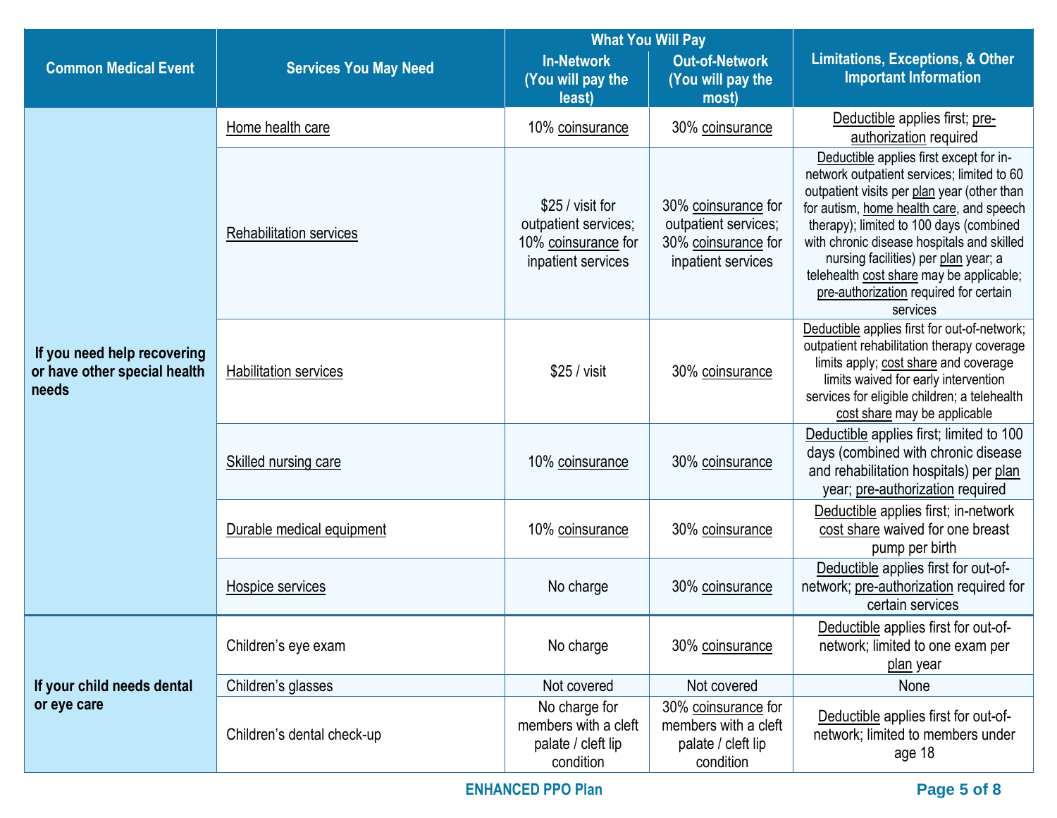| Common Medical Event | Services You May Need | What You Will Pay In-Network (You will pay the least) | What You Will Pay Out-of-Network (You will pay the most) | Limitations, Exceptions, & Other Important Information |
|---|---|---|---|---|
| If you need help recovering or have other special health needs | Home health care | 10% coinsurance | 30% coinsurance | Deductible applies first; pre-authorization required |
| | Rehabilitation services | $25 / visit for outpatient services; 10% coinsurance for inpatient services | 30% coinsurance for outpatient services; 30% coinsurance for inpatient services | Deductible applies first except for in-network outpatient services; limited to 60 outpatient visits per plan year (other than for autism, home health care, and speech therapy); limited to 100 days (combined with chronic disease hospitals and skilled nursing facilities) per plan year; a telehealth cost share may be applicable; pre-authorization required for certain services |
| | Habilitation services | $25 / visit | 30% coinsurance | Deductible applies first for out-of-network; outpatient rehabilitation therapy coverage limits apply; cost share and coverage limits waived for early intervention services for eligible children; a telehealth cost share may be applicable |
| | Skilled nursing care | 10% coinsurance | 30% coinsurance | Deductible applies first; limited to 100 days (combined with chronic disease and rehabilitation hospitals) per plan year; pre-authorization required |
| | Durable medical equipment | 10% coinsurance | 30% coinsurance | Deductible applies first; in-network cost share waived for one breast pump per birth |
| | Hospice services | No charge | 30% coinsurance | Deductible applies first for out-of-network; pre-authorization required for certain services |
| If your child needs dental or eye care | Children's eye exam | No charge | 30% coinsurance | Deductible applies first for out-of-network; limited to one exam per plan year |
| | Children's glasses | Not covered | Not covered | None |
| | Children's dental check-up | No charge for members with a cleft palate / cleft lip condition | 30% coinsurance for members with a cleft palate / cleft lip condition | Deductible applies first for out-of-network; limited to members under age 18 |

ENHANCED PPO Plan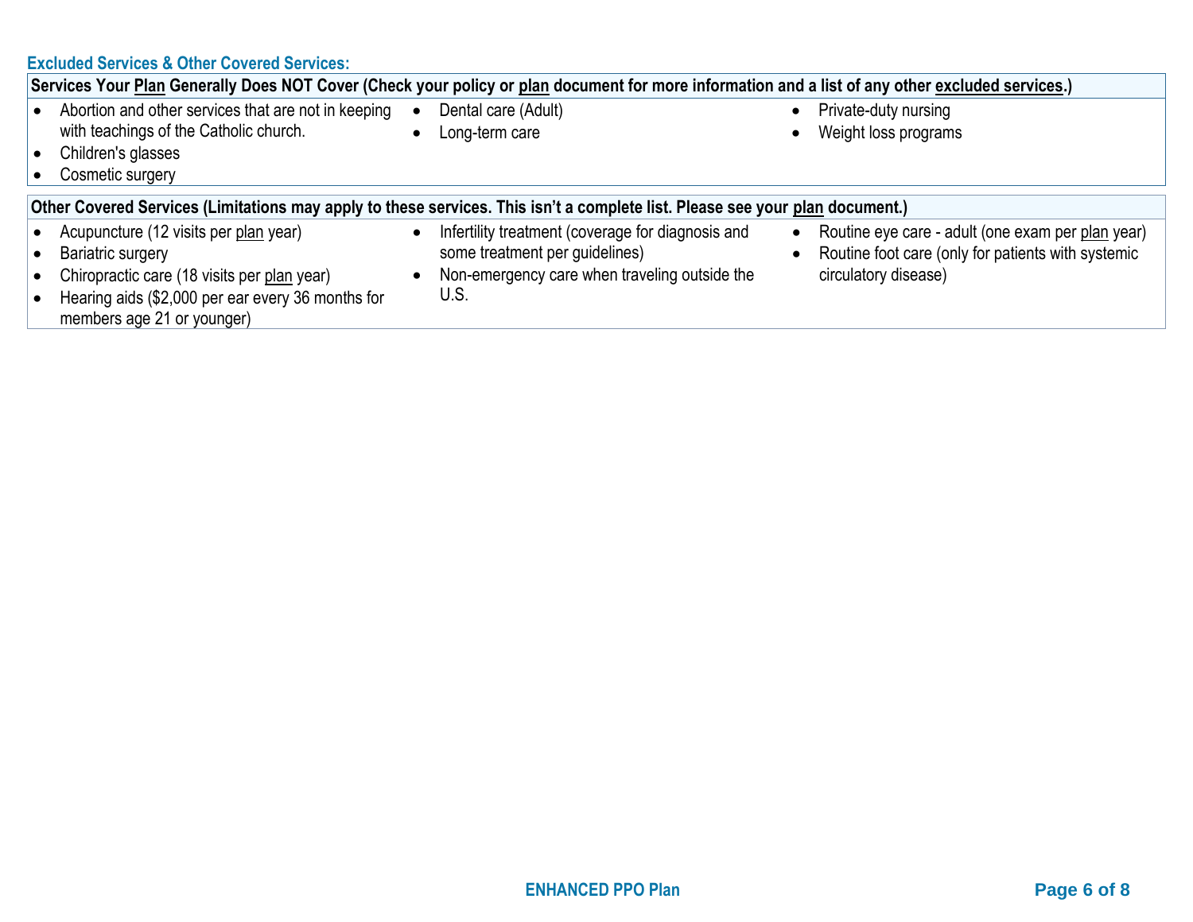### Excluded Services & Other Covered Services:

**Services Your Plan Generally Does NOT Cover (Check your policy or plan document for more information and a list of any other excluded services.)**

- Abortion and other services that are not in keeping with teachings of the Catholic church.
- Children's glasses
- Cosmetic surgery
- Dental care (Adult)
- Long-term care
- Private-duty nursing
- Weight loss programs

**Other Covered Services (Limitations may apply to these services. This isn't a complete list. Please see your plan document.)**

- Acupuncture (12 visits per plan year)
- Bariatric surgery
- Chiropractic care (18 visits per plan year)
- Hearing aids ($2,000 per ear every 36 months for members age 21 or younger)
- Infertility treatment (coverage for diagnosis and some treatment per guidelines)
- Non-emergency care when traveling outside the U.S.
- Routine eye care - adult (one exam per plan year)
- Routine foot care (only for patients with systemic circulatory disease)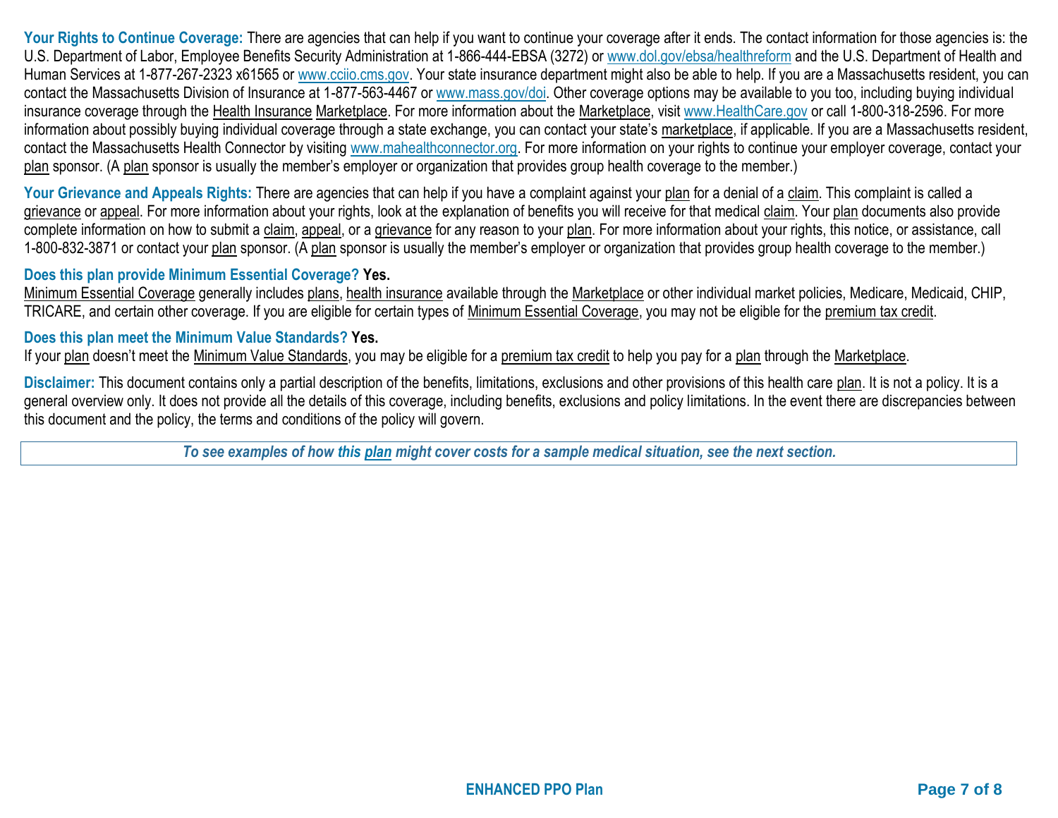**Your Rights to Continue Coverage:** There are agencies that can help if you want to continue your coverage after it ends. The contact information for those agencies is: the U.S. Department of Labor, Employee Benefits Security Administration at 1-866-444-EBSA (3272) or www.dol.gov/ebsa/healthreform and the U.S. Department of Health and Human Services at 1-877-267-2323 x61565 or www.cciio.cms.gov. Your state insurance department might also be able to help. If you are a Massachusetts resident, you can contact the Massachusetts Division of Insurance at 1-877-563-4467 or www.mass.gov/doi. Other coverage options may be available to you too, including buying individual insurance coverage through the Health Insurance Marketplace. For more information about the Marketplace, visit www.HealthCare.gov or call 1-800-318-2596. For more information about possibly buying individual coverage through a state exchange, you can contact your state's marketplace, if applicable. If you are a Massachusetts resident, contact the Massachusetts Health Connector by visiting www.mahealthconnector.org. For more information on your rights to continue your employer coverage, contact your plan sponsor. (A plan sponsor is usually the member's employer or organization that provides group health coverage to the member.)

**Your Grievance and Appeals Rights:** There are agencies that can help if you have a complaint against your plan for a denial of a claim. This complaint is called a grievance or appeal. For more information about your rights, look at the explanation of benefits you will receive for that medical claim. Your plan documents also provide complete information on how to submit a claim, appeal, or a grievance for any reason to your plan. For more information about your rights, this notice, or assistance, call 1-800-832-3871 or contact your plan sponsor. (A plan sponsor is usually the member's employer or organization that provides group health coverage to the member.)

**Does this plan provide Minimum Essential Coverage? Yes.**

Minimum Essential Coverage generally includes plans, health insurance available through the Marketplace or other individual market policies, Medicare, Medicaid, CHIP, TRICARE, and certain other coverage. If you are eligible for certain types of Minimum Essential Coverage, you may not be eligible for the premium tax credit.

**Does this plan meet the Minimum Value Standards? Yes.**

If your plan doesn't meet the Minimum Value Standards, you may be eligible for a premium tax credit to help you pay for a plan through the Marketplace.

**Disclaimer:** This document contains only a partial description of the benefits, limitations, exclusions and other provisions of this health care plan. It is not a policy. It is a general overview only. It does not provide all the details of this coverage, including benefits, exclusions and policy limitations. In the event there are discrepancies between this document and the policy, the terms and conditions of the policy will govern.

***To see examples of how this plan might cover costs for a sample medical situation, see the next section.***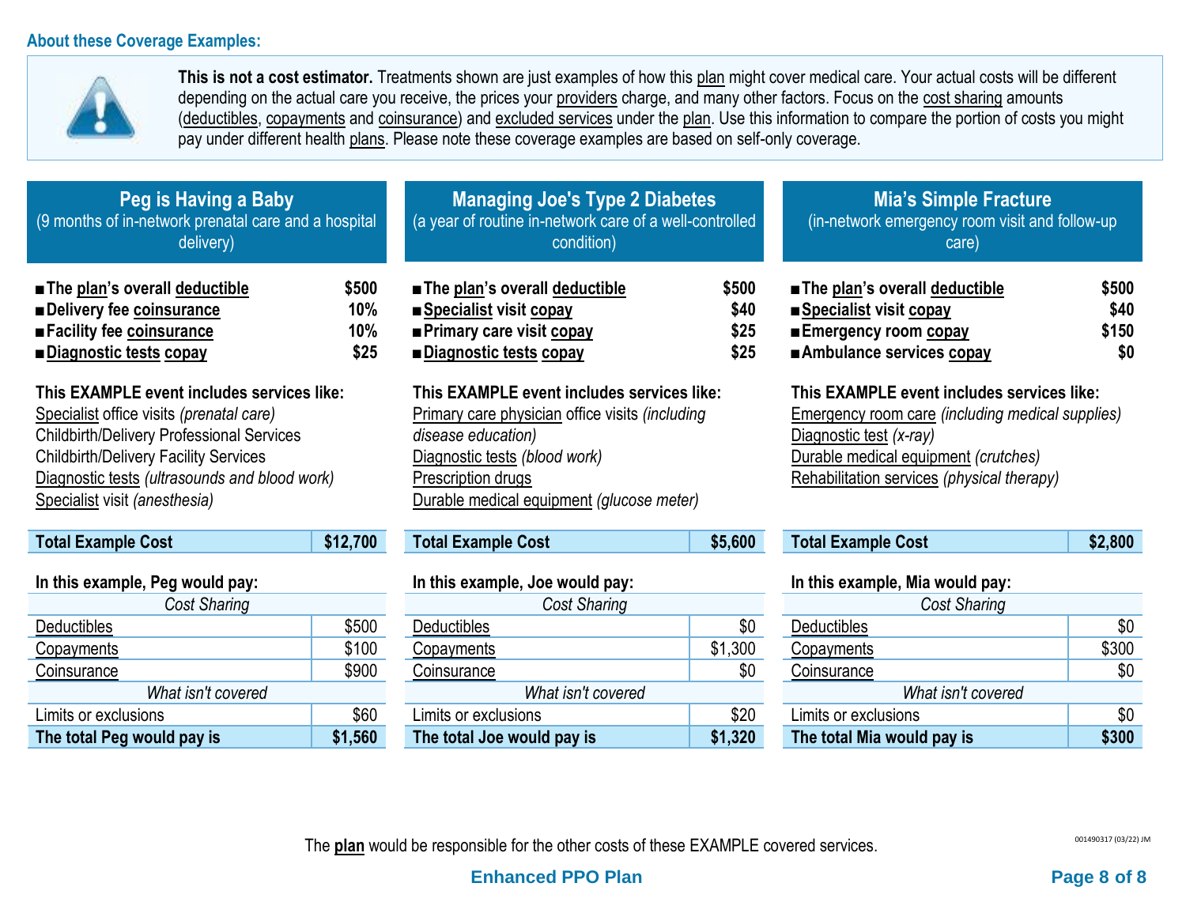### About these Coverage Examples:

**This is not a cost estimator.** Treatments shown are just examples of how this plan might cover medical care. Your actual costs will be different depending on the actual care you receive, the prices your providers charge, and many other factors. Focus on the cost sharing amounts (deductibles, copayments and coinsurance) and excluded services under the plan. Use this information to compare the portion of costs you might pay under different health plans. Please note these coverage examples are based on self-only coverage.

## Peg is Having a Baby

(9 months of in-network prenatal care and a hospital delivery)

| | |
|---|---|
| **The plan's overall deductible** | **$500** |
| **Delivery fee coinsurance** | **10%** |
| **Facility fee coinsurance** | **10%** |
| **Diagnostic tests copay** | **$25** |

**This EXAMPLE event includes services like:**

Specialist office visits *(prenatal care)*
Childbirth/Delivery Professional Services
Childbirth/Delivery Facility Services
Diagnostic tests *(ultrasounds and blood work)*
Specialist visit *(anesthesia)*

| **Total Example Cost** | **$12,700** |
|---|---|

**In this example, Peg would pay:**

| *Cost Sharing* | |
|---|---|
| Deductibles | $500 |
| Copayments | $100 |
| Coinsurance | $900 |
| *What isn't covered* | |
| Limits or exclusions | $60 |
| **The total Peg would pay is** | **$1,560** |

## Managing Joe's Type 2 Diabetes

(a year of routine in-network care of a well-controlled condition)

| | |
|---|---|
| **The plan's overall deductible** | **$500** |
| **Specialist visit copay** | **$40** |
| **Primary care visit copay** | **$25** |
| **Diagnostic tests copay** | **$25** |

**This EXAMPLE event includes services like:**

Primary care physician office visits *(including disease education)*
Diagnostic tests *(blood work)*
Prescription drugs
Durable medical equipment *(glucose meter)*

| **Total Example Cost** | **$5,600** |
|---|---|

**In this example, Joe would pay:**

| *Cost Sharing* | |
|---|---|
| Deductibles | $0 |
| Copayments | $1,300 |
| Coinsurance | $0 |
| *What isn't covered* | |
| Limits or exclusions | $20 |
| **The total Joe would pay is** | **$1,320** |

## Mia's Simple Fracture

(in-network emergency room visit and follow-up care)

| | |
|---|---|
| **The plan's overall deductible** | **$500** |
| **Specialist visit copay** | **$40** |
| **Emergency room copay** | **$150** |
| **Ambulance services copay** | **$0** |

**This EXAMPLE event includes services like:**

Emergency room care *(including medical supplies)*
Diagnostic test *(x-ray)*
Durable medical equipment *(crutches)*
Rehabilitation services *(physical therapy)*

| **Total Example Cost** | **$2,800** |
|---|---|

**In this example, Mia would pay:**

| *Cost Sharing* | |
|---|---|
| Deductibles | $0 |
| Copayments | $300 |
| Coinsurance | $0 |
| *What isn't covered* | |
| Limits or exclusions | $0 |
| **The total Mia would pay is** | **$300** |

The **plan** would be responsible for the other costs of these EXAMPLE covered services.

001490317 (03/22) JM